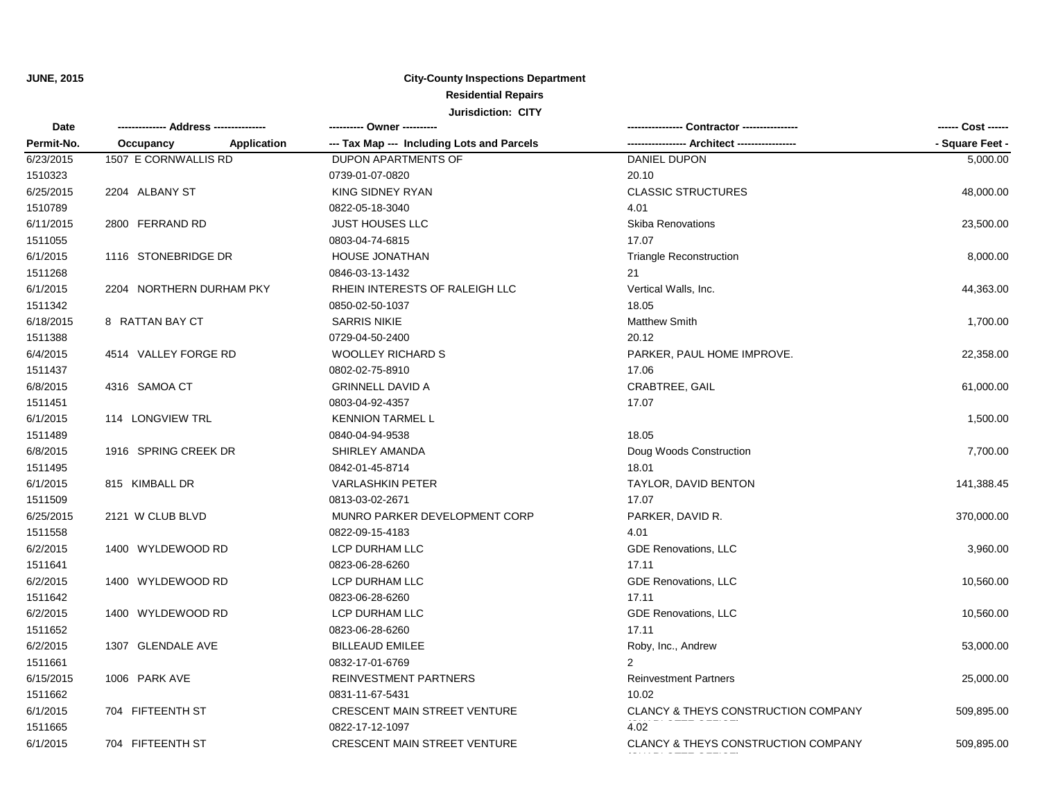**JUNE, 2015**

# City-County Inspections Department

## Residential Repairs

### Jurisdiction: CITY

| Date<br>Permit-No. | ------------- Address --------------<br>Occupancy Application | ---------- Owner ----------<br>--- Tax Map --- Including Lots and Parcels | ---------------- Contractor ----------------<br>----------------- Architect ----------------- | ------ Cost ------<br>- Square Feet - |
|---|---|---|---|---|
| 6/23/2015<br>1510323 | 1507 E CORNWALLIS RD | DUPON APARTMENTS OF<br>0739-01-07-0820 | DANIEL DUPON<br>20.10 | 5,000.00 |
| 6/25/2015<br>1510789 | 2204 ALBANY ST | KING SIDNEY RYAN<br>0822-05-18-3040 | CLASSIC STRUCTURES<br>4.01 | 48,000.00 |
| 6/11/2015<br>1511055 | 2800 FERRAND RD | JUST HOUSES LLC<br>0803-04-74-6815 | Skiba Renovations<br>17.07 | 23,500.00 |
| 6/1/2015<br>1511268 | 1116 STONEBRIDGE DR | HOUSE JONATHAN<br>0846-03-13-1432 | Triangle Reconstruction<br>21 | 8,000.00 |
| 6/1/2015<br>1511342 | 2204 NORTHERN DURHAM PKY | RHEIN INTERESTS OF RALEIGH LLC<br>0850-02-50-1037 | Vertical Walls, Inc.<br>18.05 | 44,363.00 |
| 6/18/2015<br>1511388 | 8 RATTAN BAY CT | SARRIS NIKIE<br>0729-04-50-2400 | Matthew Smith<br>20.12 | 1,700.00 |
| 6/4/2015<br>1511437 | 4514 VALLEY FORGE RD | WOOLLEY RICHARD S<br>0802-02-75-8910 | PARKER, PAUL HOME IMPROVE.<br>17.06 | 22,358.00 |
| 6/8/2015<br>1511451 | 4316 SAMOA CT | GRINNELL DAVID A<br>0803-04-92-4357 | CRABTREE, GAIL<br>17.07 | 61,000.00 |
| 6/1/2015<br>1511489 | 114 LONGVIEW TRL | KENNION TARMEL L<br>0840-04-94-9538 | 18.05 | 1,500.00 |
| 6/8/2015<br>1511495 | 1916 SPRING CREEK DR | SHIRLEY AMANDA<br>0842-01-45-8714 | Doug Woods Construction<br>18.01 | 7,700.00 |
| 6/1/2015<br>1511509 | 815 KIMBALL DR | VARLASHKIN PETER<br>0813-03-02-2671 | TAYLOR, DAVID BENTON<br>17.07 | 141,388.45 |
| 6/25/2015<br>1511558 | 2121 W CLUB BLVD | MUNRO PARKER DEVELOPMENT CORP<br>0822-09-15-4183 | PARKER, DAVID R.<br>4.01 | 370,000.00 |
| 6/2/2015<br>1511641 | 1400 WYLDEWOOD RD | LCP DURHAM LLC<br>0823-06-28-6260 | GDE Renovations, LLC<br>17.11 | 3,960.00 |
| 6/2/2015<br>1511642 | 1400 WYLDEWOOD RD | LCP DURHAM LLC<br>0823-06-28-6260 | GDE Renovations, LLC<br>17.11 | 10,560.00 |
| 6/2/2015<br>1511652 | 1400 WYLDEWOOD RD | LCP DURHAM LLC<br>0823-06-28-6260 | GDE Renovations, LLC<br>17.11 | 10,560.00 |
| 6/2/2015<br>1511661 | 1307 GLENDALE AVE | BILLEAUD EMILEE<br>0832-17-01-6769 | Roby, Inc., Andrew<br>2 | 53,000.00 |
| 6/15/2015<br>1511662 | 1006 PARK AVE | REINVESTMENT PARTNERS<br>0831-11-67-5431 | Reinvestment Partners<br>10.02 | 25,000.00 |
| 6/1/2015<br>1511665 | 704 FIFTEENTH ST | CRESCENT MAIN STREET VENTURE<br>0822-17-12-1097 | CLANCY & THEYS CONSTRUCTION COMPANY<br>4.02 | 509,895.00 |
| 6/1/2015 | 704 FIFTEENTH ST | CRESCENT MAIN STREET VENTURE | CLANCY & THEYS CONSTRUCTION COMPANY | 509,895.00 |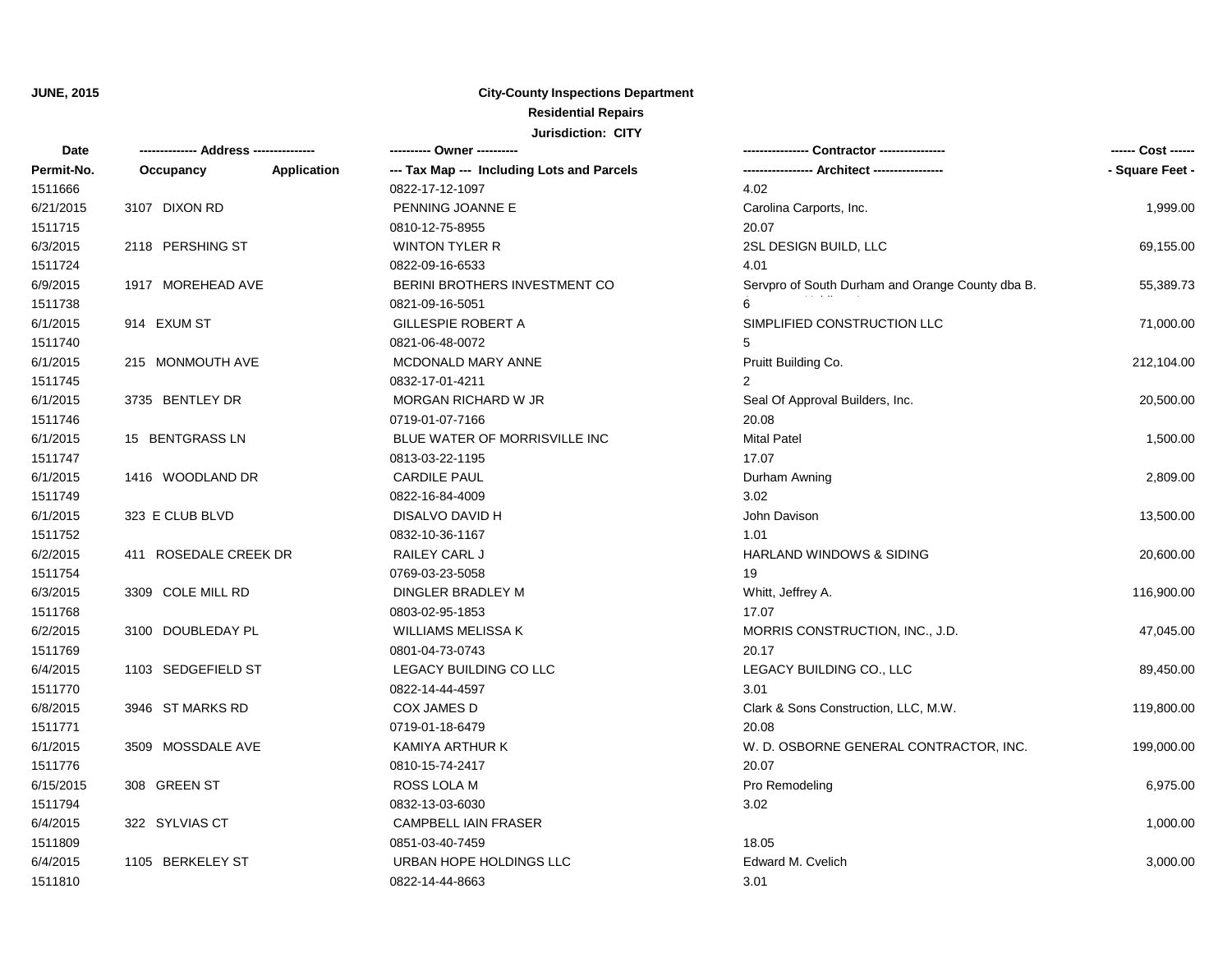**JUNE, 2015**

**City-County Inspections Department**

**Residential Repairs**

**Jurisdiction: CITY**

| Date / Permit-No. | Address: Occupancy / Application | Owner / Tax Map --- Including Lots and Parcels | Contractor / Architect | Cost / Square Feet |
|---|---|---|---|---|
| 1511666 | | 0822-17-12-1097 | 4.02 | |
| 6/21/2015 | 3107 DIXON RD | PENNING JOANNE E | Carolina Carports, Inc. | 1,999.00 |
| 1511715 | | 0810-12-75-8955 | 20.07 | |
| 6/3/2015 | 2118 PERSHING ST | WINTON TYLER R | 2SL DESIGN BUILD, LLC | 69,155.00 |
| 1511724 | | 0822-09-16-6533 | 4.01 | |
| 6/9/2015 | 1917 MOREHEAD AVE | BERINI BROTHERS INVESTMENT CO | Servpro of South Durham and Orange County dba B. | 55,389.73 |
| 1511738 | | 0821-09-16-5051 | 6 | |
| 6/1/2015 | 914 EXUM ST | GILLESPIE ROBERT A | SIMPLIFIED CONSTRUCTION LLC | 71,000.00 |
| 1511740 | | 0821-06-48-0072 | 5 | |
| 6/1/2015 | 215 MONMOUTH AVE | MCDONALD MARY ANNE | Pruitt Building Co. | 212,104.00 |
| 1511745 | | 0832-17-01-4211 | 2 | |
| 6/1/2015 | 3735 BENTLEY DR | MORGAN RICHARD W JR | Seal Of Approval Builders, Inc. | 20,500.00 |
| 1511746 | | 0719-01-07-7166 | 20.08 | |
| 6/1/2015 | 15 BENTGRASS LN | BLUE WATER OF MORRISVILLE INC | Mital Patel | 1,500.00 |
| 1511747 | | 0813-03-22-1195 | 17.07 | |
| 6/1/2015 | 1416 WOODLAND DR | CARDILE PAUL | Durham Awning | 2,809.00 |
| 1511749 | | 0822-16-84-4009 | 3.02 | |
| 6/1/2015 | 323 E CLUB BLVD | DISALVO DAVID H | John Davison | 13,500.00 |
| 1511752 | | 0832-10-36-1167 | 1.01 | |
| 6/2/2015 | 411 ROSEDALE CREEK DR | RAILEY CARL J | HARLAND WINDOWS & SIDING | 20,600.00 |
| 1511754 | | 0769-03-23-5058 | 19 | |
| 6/3/2015 | 3309 COLE MILL RD | DINGLER BRADLEY M | Whitt, Jeffrey A. | 116,900.00 |
| 1511768 | | 0803-02-95-1853 | 17.07 | |
| 6/2/2015 | 3100 DOUBLEDAY PL | WILLIAMS MELISSA K | MORRIS CONSTRUCTION, INC., J.D. | 47,045.00 |
| 1511769 | | 0801-04-73-0743 | 20.17 | |
| 6/4/2015 | 1103 SEDGEFIELD ST | LEGACY BUILDING CO LLC | LEGACY BUILDING CO., LLC | 89,450.00 |
| 1511770 | | 0822-14-44-4597 | 3.01 | |
| 6/8/2015 | 3946 ST MARKS RD | COX JAMES D | Clark & Sons Construction, LLC, M.W. | 119,800.00 |
| 1511771 | | 0719-01-18-6479 | 20.08 | |
| 6/1/2015 | 3509 MOSSDALE AVE | KAMIYA ARTHUR K | W. D. OSBORNE GENERAL CONTRACTOR, INC. | 199,000.00 |
| 1511776 | | 0810-15-74-2417 | 20.07 | |
| 6/15/2015 | 308 GREEN ST | ROSS LOLA M | Pro Remodeling | 6,975.00 |
| 1511794 | | 0832-13-03-6030 | 3.02 | |
| 6/4/2015 | 322 SYLVIAS CT | CAMPBELL IAIN FRASER | | 1,000.00 |
| 1511809 | | 0851-03-40-7459 | 18.05 | |
| 6/4/2015 | 1105 BERKELEY ST | URBAN HOPE HOLDINGS LLC | Edward M. Cvelich | 3,000.00 |
| 1511810 | | 0822-14-44-8663 | 3.01 | |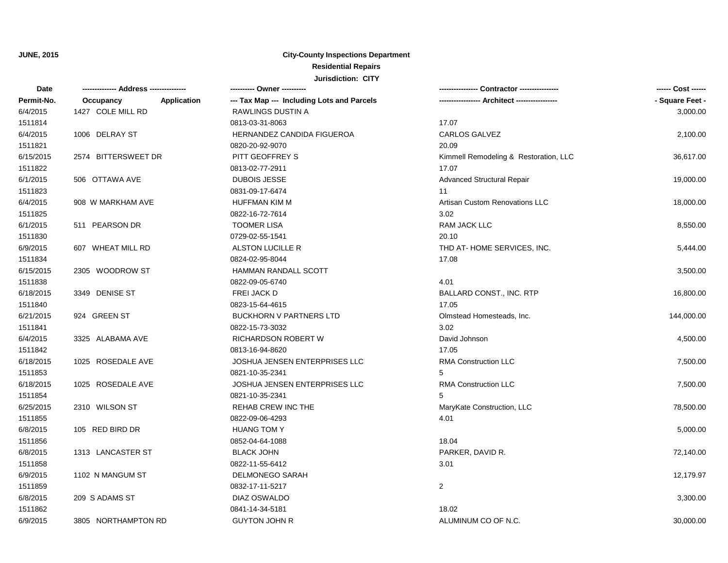**JUNE, 2015**

**City-County Inspections Department**

**Residential Repairs**

**Jurisdiction: CITY**

| Date<br>Permit-No. | ------------- Address --------------<br>Occupancy Application | ---------- Owner ----------<br>--- Tax Map --- Including Lots and Parcels | --------------- Contractor ---------------<br>----------------- Architect ----------------- | ------ Cost ------<br>- Square Feet - |
|---|---|---|---|---|
| 6/4/2015 | 1427 COLE MILL RD | RAWLINGS DUSTIN A | | 3,000.00 |
| 1511814 | | 0813-03-31-8063 | 17.07 | |
| 6/4/2015 | 1006 DELRAY ST | HERNANDEZ CANDIDA FIGUEROA | CARLOS GALVEZ | 2,100.00 |
| 1511821 | | 0820-20-92-9070 | 20.09 | |
| 6/15/2015 | 2574 BITTERSWEET DR | PITT GEOFFREY S | Kimmell Remodeling & Restoration, LLC | 36,617.00 |
| 1511822 | | 0813-02-77-2911 | 17.07 | |
| 6/1/2015 | 506 OTTAWA AVE | DUBOIS JESSE | Advanced Structural Repair | 19,000.00 |
| 1511823 | | 0831-09-17-6474 | 11 | |
| 6/4/2015 | 908 W MARKHAM AVE | HUFFMAN KIM M | Artisan Custom Renovations LLC | 18,000.00 |
| 1511825 | | 0822-16-72-7614 | 3.02 | |
| 6/1/2015 | 511 PEARSON DR | TOOMER LISA | RAM JACK LLC | 8,550.00 |
| 1511830 | | 0729-02-55-1541 | 20.10 | |
| 6/9/2015 | 607 WHEAT MILL RD | ALSTON LUCILLE R | THD AT- HOME SERVICES, INC. | 5,444.00 |
| 1511834 | | 0824-02-95-8044 | 17.08 | |
| 6/15/2015 | 2305 WOODROW ST | HAMMAN RANDALL SCOTT | | 3,500.00 |
| 1511838 | | 0822-09-05-6740 | 4.01 | |
| 6/18/2015 | 3349 DENISE ST | FREI JACK D | BALLARD CONST., INC. RTP | 16,800.00 |
| 1511840 | | 0823-15-64-4615 | 17.05 | |
| 6/21/2015 | 924 GREEN ST | BUCKHORN V PARTNERS LTD | Olmstead Homesteads, Inc. | 144,000.00 |
| 1511841 | | 0822-15-73-3032 | 3.02 | |
| 6/4/2015 | 3325 ALABAMA AVE | RICHARDSON ROBERT W | David Johnson | 4,500.00 |
| 1511842 | | 0813-16-94-8620 | 17.05 | |
| 6/18/2015 | 1025 ROSEDALE AVE | JOSHUA JENSEN ENTERPRISES LLC | RMA Construction LLC | 7,500.00 |
| 1511853 | | 0821-10-35-2341 | 5 | |
| 6/18/2015 | 1025 ROSEDALE AVE | JOSHUA JENSEN ENTERPRISES LLC | RMA Construction LLC | 7,500.00 |
| 1511854 | | 0821-10-35-2341 | 5 | |
| 6/25/2015 | 2310 WILSON ST | REHAB CREW INC THE | MaryKate Construction, LLC | 78,500.00 |
| 1511855 | | 0822-09-06-4293 | 4.01 | |
| 6/8/2015 | 105 RED BIRD DR | HUANG TOM Y | | 5,000.00 |
| 1511856 | | 0852-04-64-1088 | 18.04 | |
| 6/8/2015 | 1313 LANCASTER ST | BLACK JOHN | PARKER, DAVID R. | 72,140.00 |
| 1511858 | | 0822-11-55-6412 | 3.01 | |
| 6/9/2015 | 1102 N MANGUM ST | DELMONEGO SARAH | | 12,179.97 |
| 1511859 | | 0832-17-11-5217 | 2 | |
| 6/8/2015 | 209 S ADAMS ST | DIAZ OSWALDO | | 3,300.00 |
| 1511862 | | 0841-14-34-5181 | 18.02 | |
| 6/9/2015 | 3805 NORTHAMPTON RD | GUYTON JOHN R | ALUMINUM CO OF N.C. | 30,000.00 |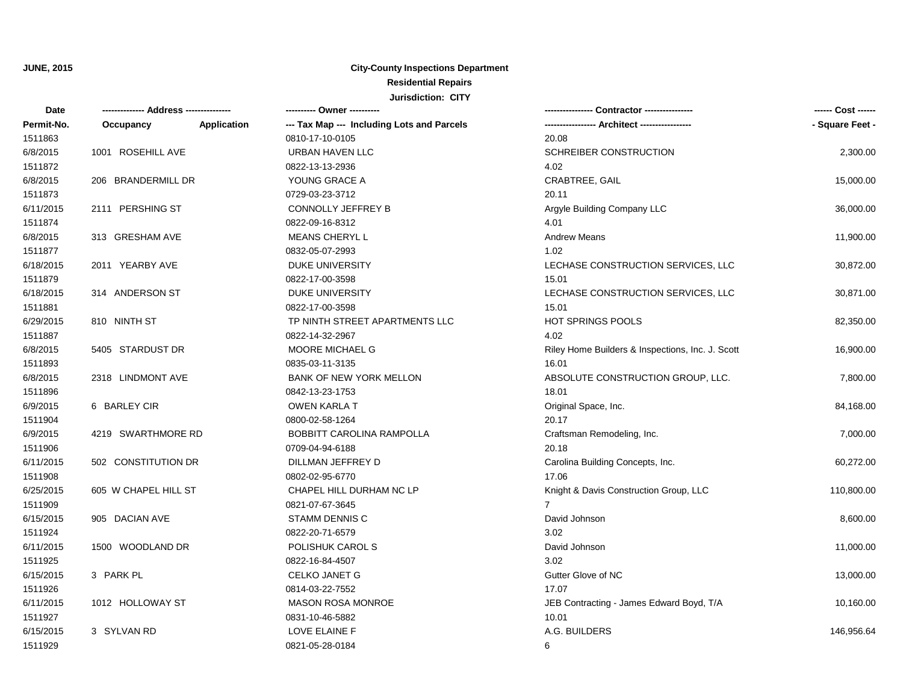**JUNE, 2015**

**City-County Inspections Department**

**Residential Repairs**

**Jurisdiction: CITY**

| Date<br>Permit-No. | ------------- Address --------------<br>Occupancy Application | ---------- Owner ----------<br>--- Tax Map --- Including Lots and Parcels | ---------------- Contractor ----------------<br>----------------- Architect ----------------- | ------ Cost ------<br>- Square Feet - |
|---|---|---|---|---|
| 1511863 | | 0810-17-10-0105 | 20.08 | |
| 6/8/2015 | 1001 ROSEHILL AVE | URBAN HAVEN LLC | SCHREIBER CONSTRUCTION | 2,300.00 |
| 1511872 | | 0822-13-13-2936 | 4.02 | |
| 6/8/2015 | 206 BRANDERMILL DR | YOUNG GRACE A | CRABTREE, GAIL | 15,000.00 |
| 1511873 | | 0729-03-23-3712 | 20.11 | |
| 6/11/2015 | 2111 PERSHING ST | CONNOLLY JEFFREY B | Argyle Building Company LLC | 36,000.00 |
| 1511874 | | 0822-09-16-8312 | 4.01 | |
| 6/8/2015 | 313 GRESHAM AVE | MEANS CHERYL L | Andrew Means | 11,900.00 |
| 1511877 | | 0832-05-07-2993 | 1.02 | |
| 6/18/2015 | 2011 YEARBY AVE | DUKE UNIVERSITY | LECHASE CONSTRUCTION SERVICES, LLC | 30,872.00 |
| 1511879 | | 0822-17-00-3598 | 15.01 | |
| 6/18/2015 | 314 ANDERSON ST | DUKE UNIVERSITY | LECHASE CONSTRUCTION SERVICES, LLC | 30,871.00 |
| 1511881 | | 0822-17-00-3598 | 15.01 | |
| 6/29/2015 | 810 NINTH ST | TP NINTH STREET APARTMENTS LLC | HOT SPRINGS POOLS | 82,350.00 |
| 1511887 | | 0822-14-32-2967 | 4.02 | |
| 6/8/2015 | 5405 STARDUST DR | MOORE MICHAEL G | Riley Home Builders & Inspections, Inc. J. Scott | 16,900.00 |
| 1511893 | | 0835-03-11-3135 | 16.01 | |
| 6/8/2015 | 2318 LINDMONT AVE | BANK OF NEW YORK MELLON | ABSOLUTE CONSTRUCTION GROUP, LLC. | 7,800.00 |
| 1511896 | | 0842-13-23-1753 | 18.01 | |
| 6/9/2015 | 6 BARLEY CIR | OWEN KARLA T | Original Space, Inc. | 84,168.00 |
| 1511904 | | 0800-02-58-1264 | 20.17 | |
| 6/9/2015 | 4219 SWARTHMORE RD | BOBBITT CAROLINA RAMPOLLA | Craftsman Remodeling, Inc. | 7,000.00 |
| 1511906 | | 0709-04-94-6188 | 20.18 | |
| 6/11/2015 | 502 CONSTITUTION DR | DILLMAN JEFFREY D | Carolina Building Concepts, Inc. | 60,272.00 |
| 1511908 | | 0802-02-95-6770 | 17.06 | |
| 6/25/2015 | 605 W CHAPEL HILL ST | CHAPEL HILL DURHAM NC LP | Knight & Davis Construction Group, LLC | 110,800.00 |
| 1511909 | | 0821-07-67-3645 | 7 | |
| 6/15/2015 | 905 DACIAN AVE | STAMM DENNIS C | David Johnson | 8,600.00 |
| 1511924 | | 0822-20-71-6579 | 3.02 | |
| 6/11/2015 | 1500 WOODLAND DR | POLISHUK CAROL S | David Johnson | 11,000.00 |
| 1511925 | | 0822-16-84-4507 | 3.02 | |
| 6/15/2015 | 3 PARK PL | CELKO JANET G | Gutter Glove of NC | 13,000.00 |
| 1511926 | | 0814-03-22-7552 | 17.07 | |
| 6/11/2015 | 1012 HOLLOWAY ST | MASON ROSA MONROE | JEB Contracting - James Edward Boyd, T/A | 10,160.00 |
| 1511927 | | 0831-10-46-5882 | 10.01 | |
| 6/15/2015 | 3 SYLVAN RD | LOVE ELAINE F | A.G. BUILDERS | 146,956.64 |
| 1511929 | | 0821-05-28-0184 | 6 | |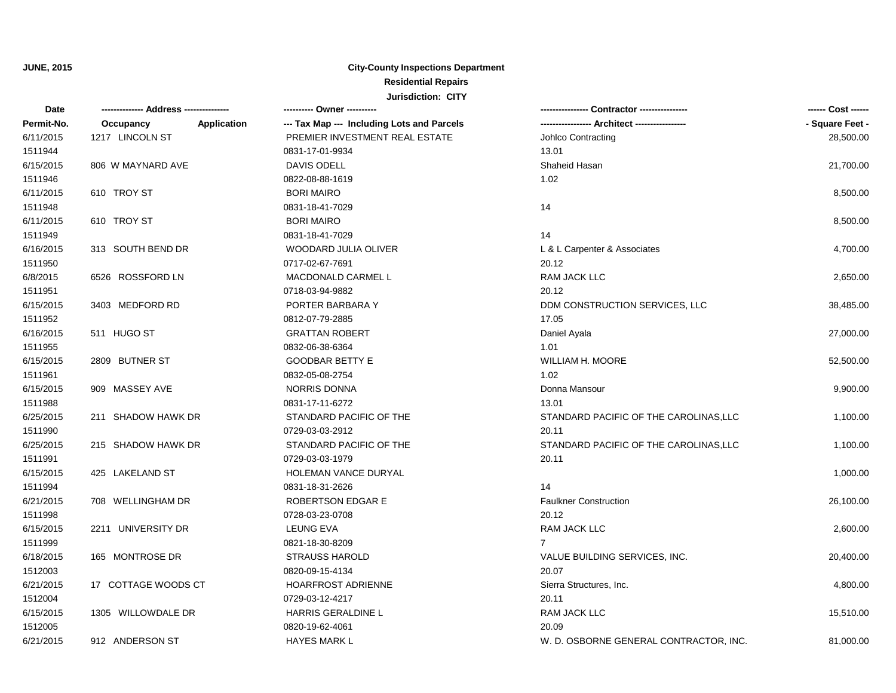**JUNE, 2015**

**City-County Inspections Department**

**Residential Repairs**

**Jurisdiction: CITY**

| Date<br>Permit-No. | ------------- Address ---------------<br>Occupancy / Application | ---------- Owner ----------<br>--- Tax Map --- Including Lots and Parcels | ---------------- Contractor ----------------<br>----------------- Architect ----------------- | ------ Cost ------<br>- Square Feet - |
|---|---|---|---|---|
| 6/11/2015 | 1217 LINCOLN ST | PREMIER INVESTMENT REAL ESTATE | Johlco Contracting | 28,500.00 |
| 1511944 | | 0831-17-01-9934 | 13.01 | |
| 6/15/2015 | 806 W MAYNARD AVE | DAVIS ODELL | Shaheid Hasan | 21,700.00 |
| 1511946 | | 0822-08-88-1619 | 1.02 | |
| 6/11/2015 | 610 TROY ST | BORI MAIRO | | 8,500.00 |
| 1511948 | | 0831-18-41-7029 | 14 | |
| 6/11/2015 | 610 TROY ST | BORI MAIRO | | 8,500.00 |
| 1511949 | | 0831-18-41-7029 | 14 | |
| 6/16/2015 | 313 SOUTH BEND DR | WOODARD JULIA OLIVER | L & L Carpenter & Associates | 4,700.00 |
| 1511950 | | 0717-02-67-7691 | 20.12 | |
| 6/8/2015 | 6526 ROSSFORD LN | MACDONALD CARMEL L | RAM JACK LLC | 2,650.00 |
| 1511951 | | 0718-03-94-9882 | 20.12 | |
| 6/15/2015 | 3403 MEDFORD RD | PORTER BARBARA Y | DDM CONSTRUCTION SERVICES, LLC | 38,485.00 |
| 1511952 | | 0812-07-79-2885 | 17.05 | |
| 6/16/2015 | 511 HUGO ST | GRATTAN ROBERT | Daniel Ayala | 27,000.00 |
| 1511955 | | 0832-06-38-6364 | 1.01 | |
| 6/15/2015 | 2809 BUTNER ST | GOODBAR BETTY E | WILLIAM H. MOORE | 52,500.00 |
| 1511961 | | 0832-05-08-2754 | 1.02 | |
| 6/15/2015 | 909 MASSEY AVE | NORRIS DONNA | Donna Mansour | 9,900.00 |
| 1511988 | | 0831-17-11-6272 | 13.01 | |
| 6/25/2015 | 211 SHADOW HAWK DR | STANDARD PACIFIC OF THE | STANDARD PACIFIC OF THE CAROLINAS,LLC | 1,100.00 |
| 1511990 | | 0729-03-03-2912 | 20.11 | |
| 6/25/2015 | 215 SHADOW HAWK DR | STANDARD PACIFIC OF THE | STANDARD PACIFIC OF THE CAROLINAS,LLC | 1,100.00 |
| 1511991 | | 0729-03-03-1979 | 20.11 | |
| 6/15/2015 | 425 LAKELAND ST | HOLEMAN VANCE DURYAL | | 1,000.00 |
| 1511994 | | 0831-18-31-2626 | 14 | |
| 6/21/2015 | 708 WELLINGHAM DR | ROBERTSON EDGAR E | Faulkner Construction | 26,100.00 |
| 1511998 | | 0728-03-23-0708 | 20.12 | |
| 6/15/2015 | 2211 UNIVERSITY DR | LEUNG EVA | RAM JACK LLC | 2,600.00 |
| 1511999 | | 0821-18-30-8209 | 7 | |
| 6/18/2015 | 165 MONTROSE DR | STRAUSS HAROLD | VALUE BUILDING SERVICES, INC. | 20,400.00 |
| 1512003 | | 0820-09-15-4134 | 20.07 | |
| 6/21/2015 | 17 COTTAGE WOODS CT | HOARFROST ADRIENNE | Sierra Structures, Inc. | 4,800.00 |
| 1512004 | | 0729-03-12-4217 | 20.11 | |
| 6/15/2015 | 1305 WILLOWDALE DR | HARRIS GERALDINE L | RAM JACK LLC | 15,510.00 |
| 1512005 | | 0820-19-62-4061 | 20.09 | |
| 6/21/2015 | 912 ANDERSON ST | HAYES MARK L | W. D. OSBORNE GENERAL CONTRACTOR, INC. | 81,000.00 |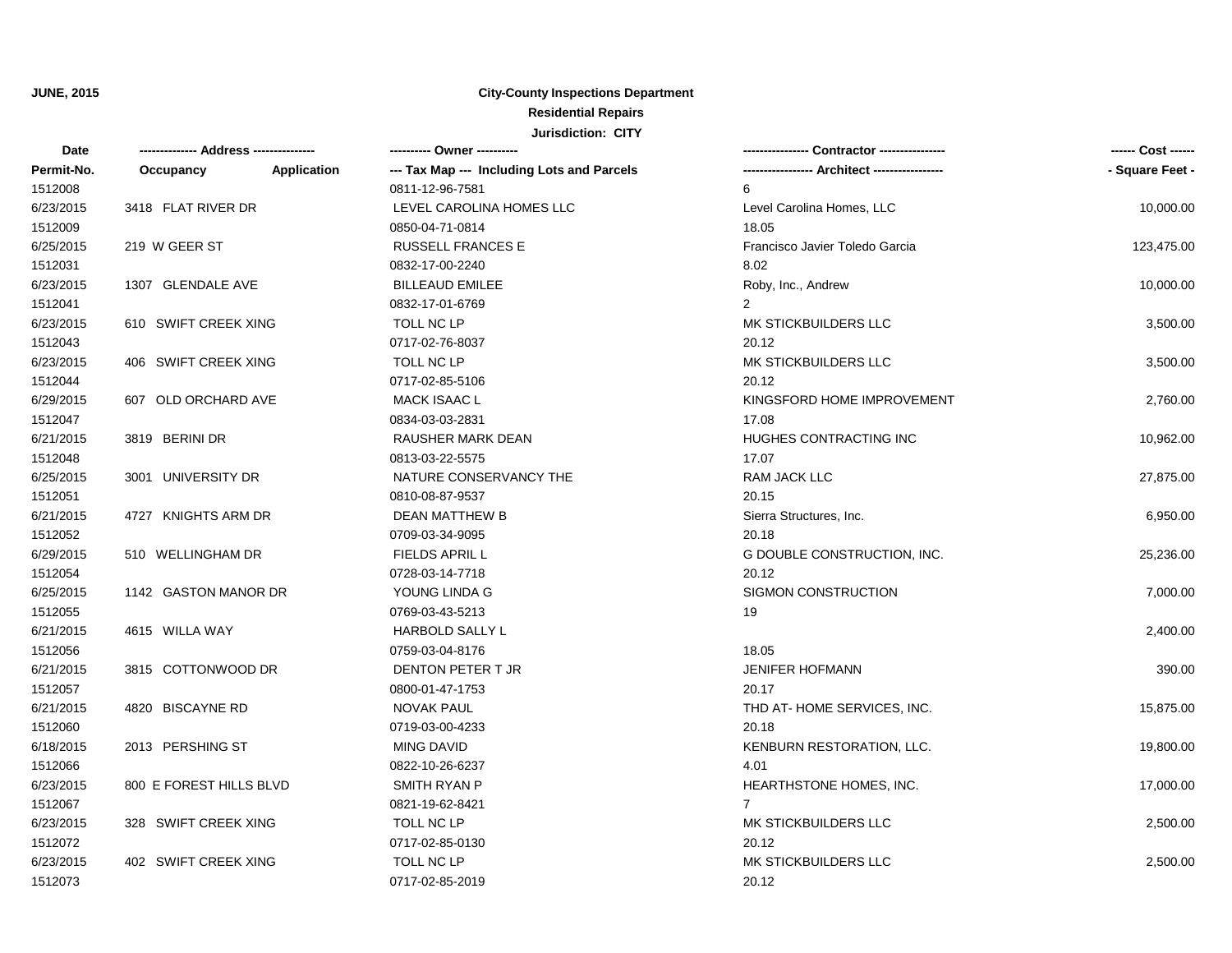**JUNE, 2015**

**City-County Inspections Department**

**Residential Repairs**

**Jurisdiction: CITY**

| Date / Permit-No. | Address / Occupancy / Application | Owner / Tax Map --- Including Lots and Parcels | Contractor / Architect | Cost / Square Feet |
|---|---|---|---|---|
| 1512008 | | 0811-12-96-7581 | 6 | |
| 6/23/2015 | 3418 FLAT RIVER DR | LEVEL CAROLINA HOMES LLC | Level Carolina Homes, LLC | 10,000.00 |
| 1512009 | | 0850-04-71-0814 | 18.05 | |
| 6/25/2015 | 219 W GEER ST | RUSSELL FRANCES E | Francisco Javier Toledo Garcia | 123,475.00 |
| 1512031 | | 0832-17-00-2240 | 8.02 | |
| 6/23/2015 | 1307 GLENDALE AVE | BILLEAUD EMILEE | Roby, Inc., Andrew | 10,000.00 |
| 1512041 | | 0832-17-01-6769 | 2 | |
| 6/23/2015 | 610 SWIFT CREEK XING | TOLL NC LP | MK STICKBUILDERS LLC | 3,500.00 |
| 1512043 | | 0717-02-76-8037 | 20.12 | |
| 6/23/2015 | 406 SWIFT CREEK XING | TOLL NC LP | MK STICKBUILDERS LLC | 3,500.00 |
| 1512044 | | 0717-02-85-5106 | 20.12 | |
| 6/29/2015 | 607 OLD ORCHARD AVE | MACK ISAAC L | KINGSFORD HOME IMPROVEMENT | 2,760.00 |
| 1512047 | | 0834-03-03-2831 | 17.08 | |
| 6/21/2015 | 3819 BERINI DR | RAUSHER MARK DEAN | HUGHES CONTRACTING INC | 10,962.00 |
| 1512048 | | 0813-03-22-5575 | 17.07 | |
| 6/25/2015 | 3001 UNIVERSITY DR | NATURE CONSERVANCY THE | RAM JACK LLC | 27,875.00 |
| 1512051 | | 0810-08-87-9537 | 20.15 | |
| 6/21/2015 | 4727 KNIGHTS ARM DR | DEAN MATTHEW B | Sierra Structures, Inc. | 6,950.00 |
| 1512052 | | 0709-03-34-9095 | 20.18 | |
| 6/29/2015 | 510 WELLINGHAM DR | FIELDS APRIL L | G DOUBLE CONSTRUCTION, INC. | 25,236.00 |
| 1512054 | | 0728-03-14-7718 | 20.12 | |
| 6/25/2015 | 1142 GASTON MANOR DR | YOUNG LINDA G | SIGMON CONSTRUCTION | 7,000.00 |
| 1512055 | | 0769-03-43-5213 | 19 | |
| 6/21/2015 | 4615 WILLA WAY | HARBOLD SALLY L | | 2,400.00 |
| 1512056 | | 0759-03-04-8176 | 18.05 | |
| 6/21/2015 | 3815 COTTONWOOD DR | DENTON PETER T JR | JENIFER HOFMANN | 390.00 |
| 1512057 | | 0800-01-47-1753 | 20.17 | |
| 6/21/2015 | 4820 BISCAYNE RD | NOVAK PAUL | THD AT- HOME SERVICES, INC. | 15,875.00 |
| 1512060 | | 0719-03-00-4233 | 20.18 | |
| 6/18/2015 | 2013 PERSHING ST | MING DAVID | KENBURN RESTORATION, LLC. | 19,800.00 |
| 1512066 | | 0822-10-26-6237 | 4.01 | |
| 6/23/2015 | 800 E FOREST HILLS BLVD | SMITH RYAN P | HEARTHSTONE HOMES, INC. | 17,000.00 |
| 1512067 | | 0821-19-62-8421 | 7 | |
| 6/23/2015 | 328 SWIFT CREEK XING | TOLL NC LP | MK STICKBUILDERS LLC | 2,500.00 |
| 1512072 | | 0717-02-85-0130 | 20.12 | |
| 6/23/2015 | 402 SWIFT CREEK XING | TOLL NC LP | MK STICKBUILDERS LLC | 2,500.00 |
| 1512073 | | 0717-02-85-2019 | 20.12 | |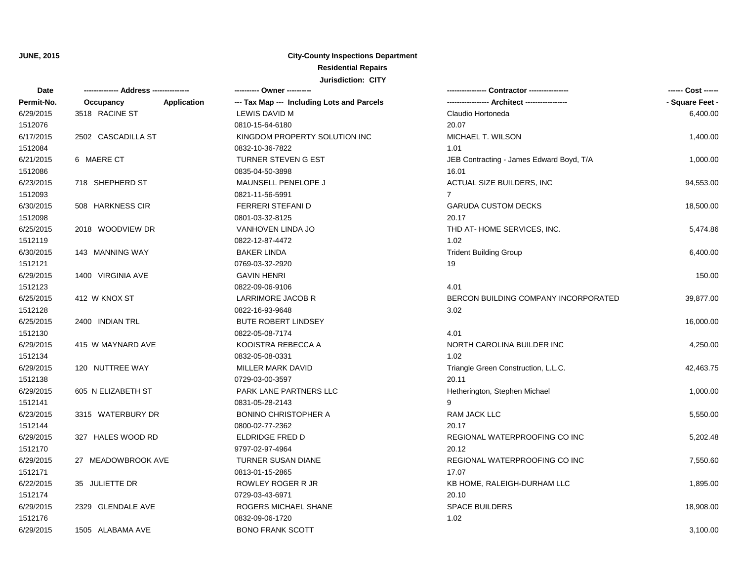JUNE, 2015

## City-County Inspections Department

### Residential Repairs

### Jurisdiction: CITY

| Date<br>Permit-No. | ------------- Address --------------<br>Occupancy | <br>Application | ---------- Owner ----------<br>--- Tax Map --- Including Lots and Parcels | ---------------- Contractor ----------------<br>----------------- Architect ----------------- | ------ Cost ------<br>- Square Feet - |
|---|---|---|---|---|---|
| 6/29/2015<br>1512076 | 3518 RACINE ST | | LEWIS DAVID M<br>0810-15-64-6180 | Claudio Hortoneda<br>20.07 | 6,400.00 |
| 6/17/2015<br>1512084 | 2502 CASCADILLA ST | | KINGDOM PROPERTY SOLUTION INC<br>0832-10-36-7822 | MICHAEL T. WILSON<br>1.01 | 1,400.00 |
| 6/21/2015<br>1512086 | 6 MAERE CT | | TURNER STEVEN G EST<br>0835-04-50-3898 | JEB Contracting - James Edward Boyd, T/A<br>16.01 | 1,000.00 |
| 6/23/2015<br>1512093 | 718 SHEPHERD ST | | MAUNSELL PENELOPE J<br>0821-11-56-5991 | ACTUAL SIZE BUILDERS, INC<br>7 | 94,553.00 |
| 6/30/2015<br>1512098 | 508 HARKNESS CIR | | FERRERI STEFANI D<br>0801-03-32-8125 | GARUDA CUSTOM DECKS<br>20.17 | 18,500.00 |
| 6/25/2015<br>1512119 | 2018 WOODVIEW DR | | VANHOVEN LINDA JO<br>0822-12-87-4472 | THD AT- HOME SERVICES, INC.<br>1.02 | 5,474.86 |
| 6/30/2015<br>1512121 | 143 MANNING WAY | | BAKER LINDA<br>0769-03-32-2920 | Trident Building Group<br>19 | 6,400.00 |
| 6/29/2015<br>1512123 | 1400 VIRGINIA AVE | | GAVIN HENRI<br>0822-09-06-9106 | <br>4.01 | 150.00 |
| 6/25/2015<br>1512128 | 412 W KNOX ST | | LARRIMORE JACOB R<br>0822-16-93-9648 | BERCON BUILDING COMPANY INCORPORATED<br>3.02 | 39,877.00 |
| 6/25/2015<br>1512130 | 2400 INDIAN TRL | | BUTE ROBERT LINDSEY<br>0822-05-08-7174 | <br>4.01 | 16,000.00 |
| 6/29/2015<br>1512134 | 415 W MAYNARD AVE | | KOOISTRA REBECCA A<br>0832-05-08-0331 | NORTH CAROLINA BUILDER INC<br>1.02 | 4,250.00 |
| 6/29/2015<br>1512138 | 120 NUTTREE WAY | | MILLER MARK DAVID<br>0729-03-00-3597 | Triangle Green Construction, L.L.C.<br>20.11 | 42,463.75 |
| 6/29/2015<br>1512141 | 605 N ELIZABETH ST | | PARK LANE PARTNERS LLC<br>0831-05-28-2143 | Hetherington, Stephen Michael<br>9 | 1,000.00 |
| 6/23/2015<br>1512144 | 3315 WATERBURY DR | | BONINO CHRISTOPHER A<br>0800-02-77-2362 | RAM JACK LLC<br>20.17 | 5,550.00 |
| 6/29/2015<br>1512170 | 327 HALES WOOD RD | | ELDRIDGE FRED D<br>9797-02-97-4964 | REGIONAL WATERPROOFING CO INC<br>20.12 | 5,202.48 |
| 6/29/2015<br>1512171 | 27 MEADOWBROOK AVE | | TURNER SUSAN DIANE<br>0813-01-15-2865 | REGIONAL WATERPROOFING CO INC<br>17.07 | 7,550.60 |
| 6/22/2015<br>1512174 | 35 JULIETTE DR | | ROWLEY ROGER R JR<br>0729-03-43-6971 | KB HOME, RALEIGH-DURHAM LLC<br>20.10 | 1,895.00 |
| 6/29/2015<br>1512176 | 2329 GLENDALE AVE | | ROGERS MICHAEL SHANE<br>0832-09-06-1720 | SPACE BUILDERS<br>1.02 | 18,908.00 |
| 6/29/2015 | 1505 ALABAMA AVE | | BONO FRANK SCOTT | | 3,100.00 |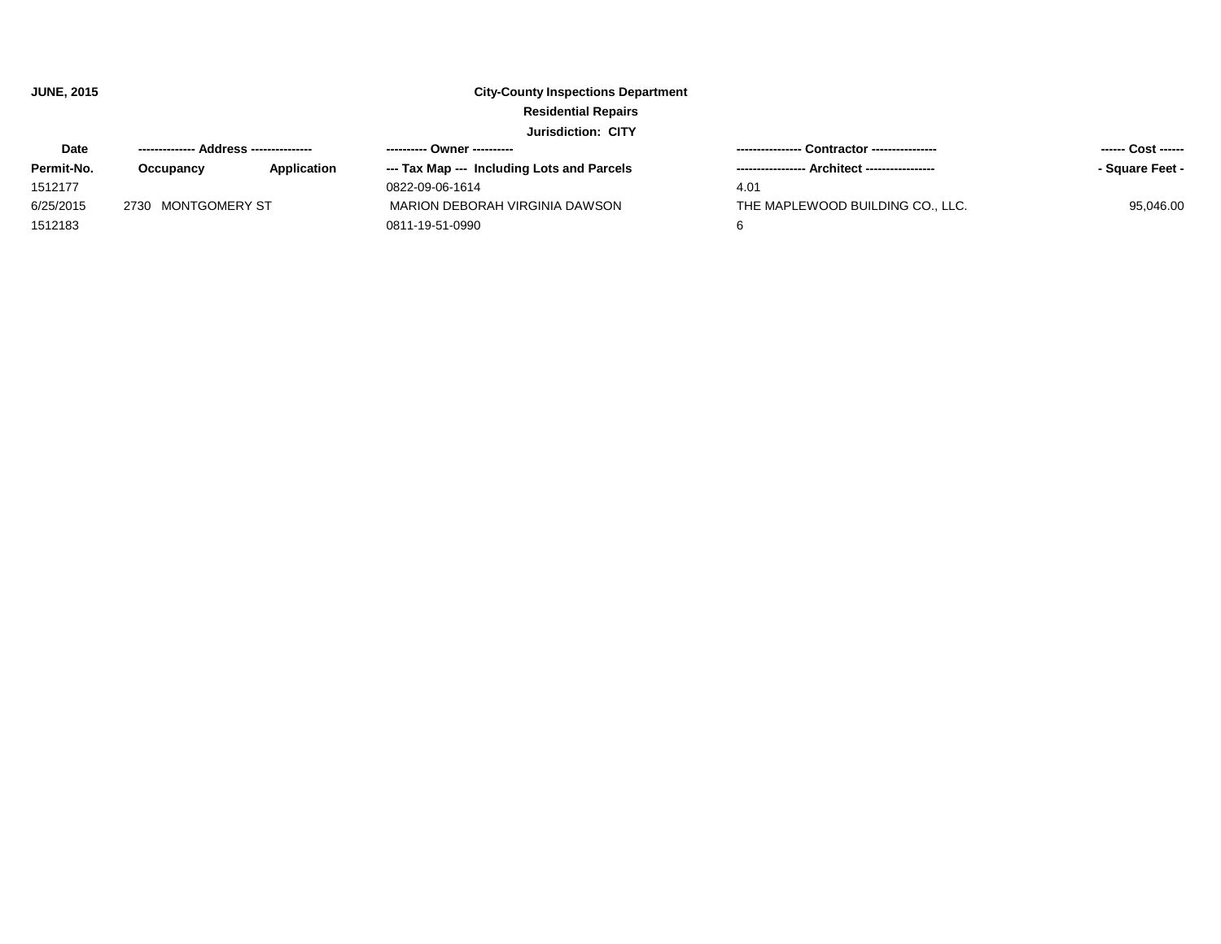**JUNE, 2015**

**City-County Inspections Department**

**Residential Repairs**

**Jurisdiction: CITY**

| Date<br>Permit-No. | -------------- Address ---------------<br>Occupancy | <br>Application | ---------- Owner ----------<br>--- Tax Map --- Including Lots and Parcels | ---------------- Contractor ----------------<br>----------------- Architect ----------------- | ------ Cost ------<br>- Square Feet - |
|---|---|---|---|---|---|
| 1512177 | | | 0822-09-06-1614 | 4.01 | |
| 6/25/2015 | 2730 MONTGOMERY ST | | MARION DEBORAH VIRGINIA DAWSON | THE MAPLEWOOD BUILDING CO., LLC. | 95,046.00 |
| 1512183 | | | 0811-19-51-0990 | 6 | |